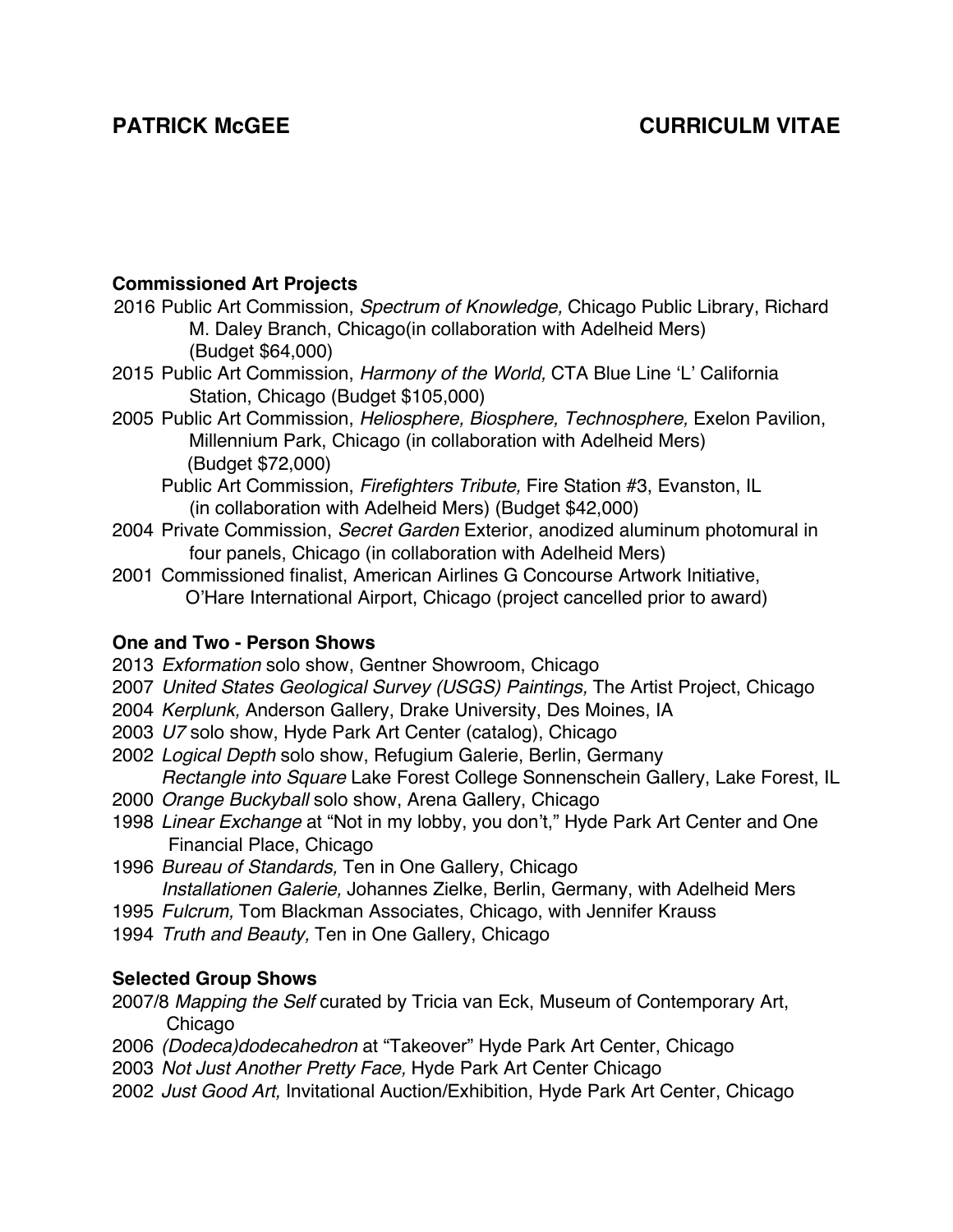# PATRICK McGEE CURRICULM VITAE

## Commissioned Art Projects

2016 Public Art Commission, *Spectrum of Knowledge,* Chicago Public Library, Richard M. Daley Branch, Chicago(in collaboration with Adelheid Mers) (Budget $64,000)

2015 Public Art Commission, *Harmony of the World,* CTA Blue Line 'L' California Station, Chicago (Budget $105,000)

2005 Public Art Commission, *Heliosphere, Biosphere, Technosphere,* Exelon Pavilion, Millennium Park, Chicago (in collaboration with Adelheid Mers) (Budget $72,000)

Public Art Commission, *Firefighters Tribute,* Fire Station #3, Evanston, IL (in collaboration with Adelheid Mers) (Budget $42,000)

2004 Private Commission, *Secret Garden* Exterior, anodized aluminum photomural in four panels, Chicago (in collaboration with Adelheid Mers)

2001 Commissioned finalist, American Airlines G Concourse Artwork Initiative, O'Hare International Airport, Chicago (project cancelled prior to award)

## One and Two - Person Shows

2013 *Exformation* solo show, Gentner Showroom, Chicago

2007 *United States Geological Survey (USGS) Paintings,* The Artist Project, Chicago

2004 *Kerplunk,* Anderson Gallery, Drake University, Des Moines, IA

2003 *U7* solo show, Hyde Park Art Center (catalog), Chicago

2002 *Logical Depth* solo show, Refugium Galerie, Berlin, Germany

*Rectangle into Square* Lake Forest College Sonnenschein Gallery, Lake Forest, IL

2000 *Orange Buckyball* solo show, Arena Gallery, Chicago

1998 *Linear Exchange* at "Not in my lobby, you don't," Hyde Park Art Center and One Financial Place, Chicago

1996 *Bureau of Standards,* Ten in One Gallery, Chicago

*Installationen Galerie,* Johannes Zielke, Berlin, Germany, with Adelheid Mers

1995 *Fulcrum,* Tom Blackman Associates, Chicago, with Jennifer Krauss

1994 *Truth and Beauty,* Ten in One Gallery, Chicago

## Selected Group Shows

2007/8 *Mapping the Self* curated by Tricia van Eck, Museum of Contemporary Art, Chicago

2006 *(Dodeca)dodecahedron* at "Takeover" Hyde Park Art Center, Chicago

2003 *Not Just Another Pretty Face,* Hyde Park Art Center Chicago

2002 *Just Good Art,* Invitational Auction/Exhibition, Hyde Park Art Center, Chicago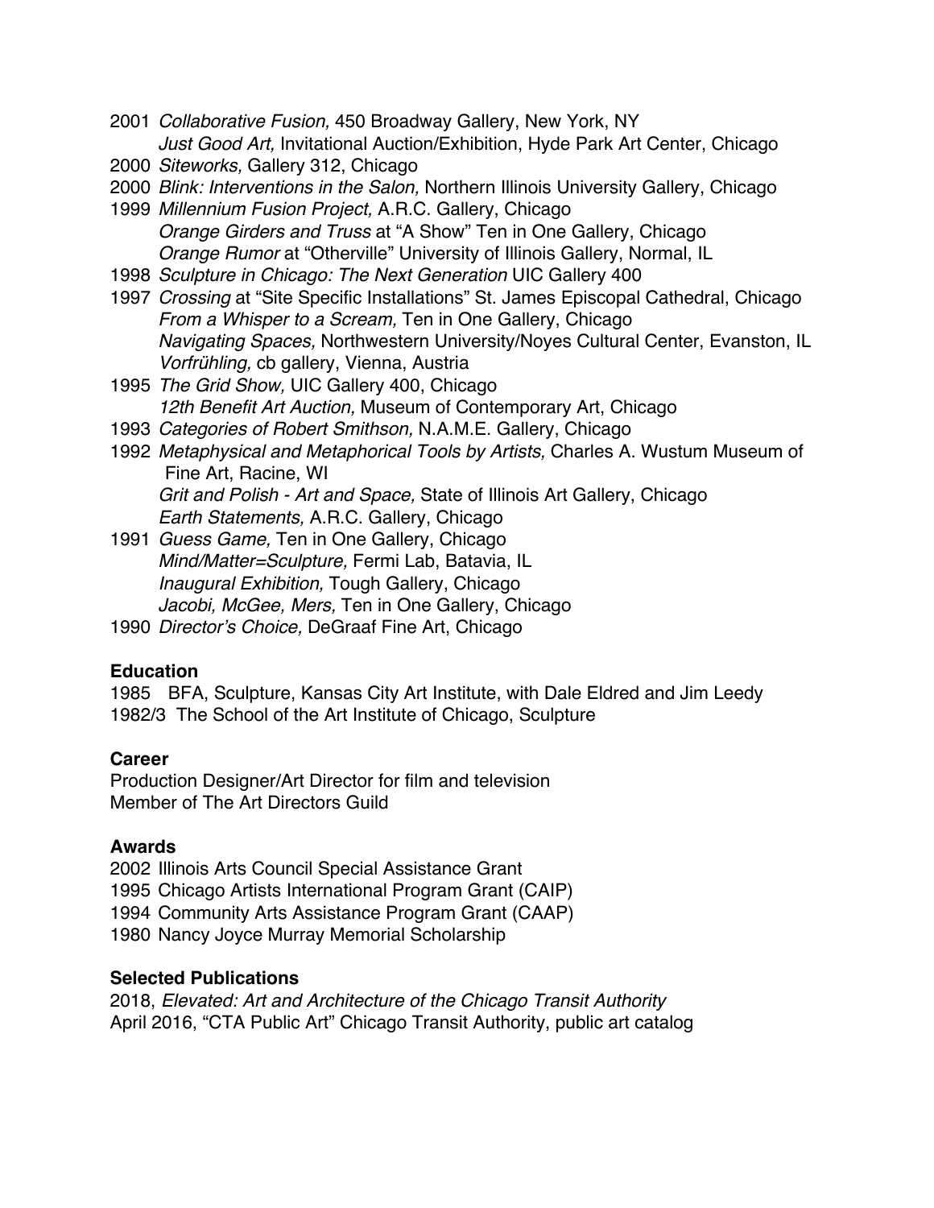2001 *Collaborative Fusion,* 450 Broadway Gallery, New York, NY
*Just Good Art,* Invitational Auction/Exhibition, Hyde Park Art Center, Chicago
2000 *Siteworks,* Gallery 312, Chicago
2000 *Blink: Interventions in the Salon,* Northern Illinois University Gallery, Chicago
1999 *Millennium Fusion Project,* A.R.C. Gallery, Chicago
*Orange Girders and Truss* at "A Show" Ten in One Gallery, Chicago
*Orange Rumor* at "Otherville" University of Illinois Gallery, Normal, IL
1998 *Sculpture in Chicago: The Next Generation* UIC Gallery 400
1997 *Crossing* at "Site Specific Installations" St. James Episcopal Cathedral, Chicago
*From a Whisper to a Scream,* Ten in One Gallery, Chicago
*Navigating Spaces,* Northwestern University/Noyes Cultural Center, Evanston, IL
*Vorfrühling,* cb gallery, Vienna, Austria
1995 *The Grid Show,* UIC Gallery 400, Chicago
*12th Benefit Art Auction,* Museum of Contemporary Art, Chicago
1993 *Categories of Robert Smithson,* N.A.M.E. Gallery, Chicago
1992 *Metaphysical and Metaphorical Tools by Artists,* Charles A. Wustum Museum of Fine Art, Racine, WI
*Grit and Polish - Art and Space,* State of Illinois Art Gallery, Chicago
*Earth Statements,* A.R.C. Gallery, Chicago
1991 *Guess Game,* Ten in One Gallery, Chicago
*Mind/Matter=Sculpture,* Fermi Lab, Batavia, IL
*Inaugural Exhibition,* Tough Gallery, Chicago
*Jacobi, McGee, Mers,* Ten in One Gallery, Chicago
1990 *Director's Choice,* DeGraaf Fine Art, Chicago

**Education**

1985 BFA, Sculpture, Kansas City Art Institute, with Dale Eldred and Jim Leedy
1982/3 The School of the Art Institute of Chicago, Sculpture

**Career**

Production Designer/Art Director for film and television
Member of The Art Directors Guild

**Awards**

2002 Illinois Arts Council Special Assistance Grant
1995 Chicago Artists International Program Grant (CAIP)
1994 Community Arts Assistance Program Grant (CAAP)
1980 Nancy Joyce Murray Memorial Scholarship

**Selected Publications**

2018, *Elevated: Art and Architecture of the Chicago Transit Authority*
April 2016, "CTA Public Art" Chicago Transit Authority, public art catalog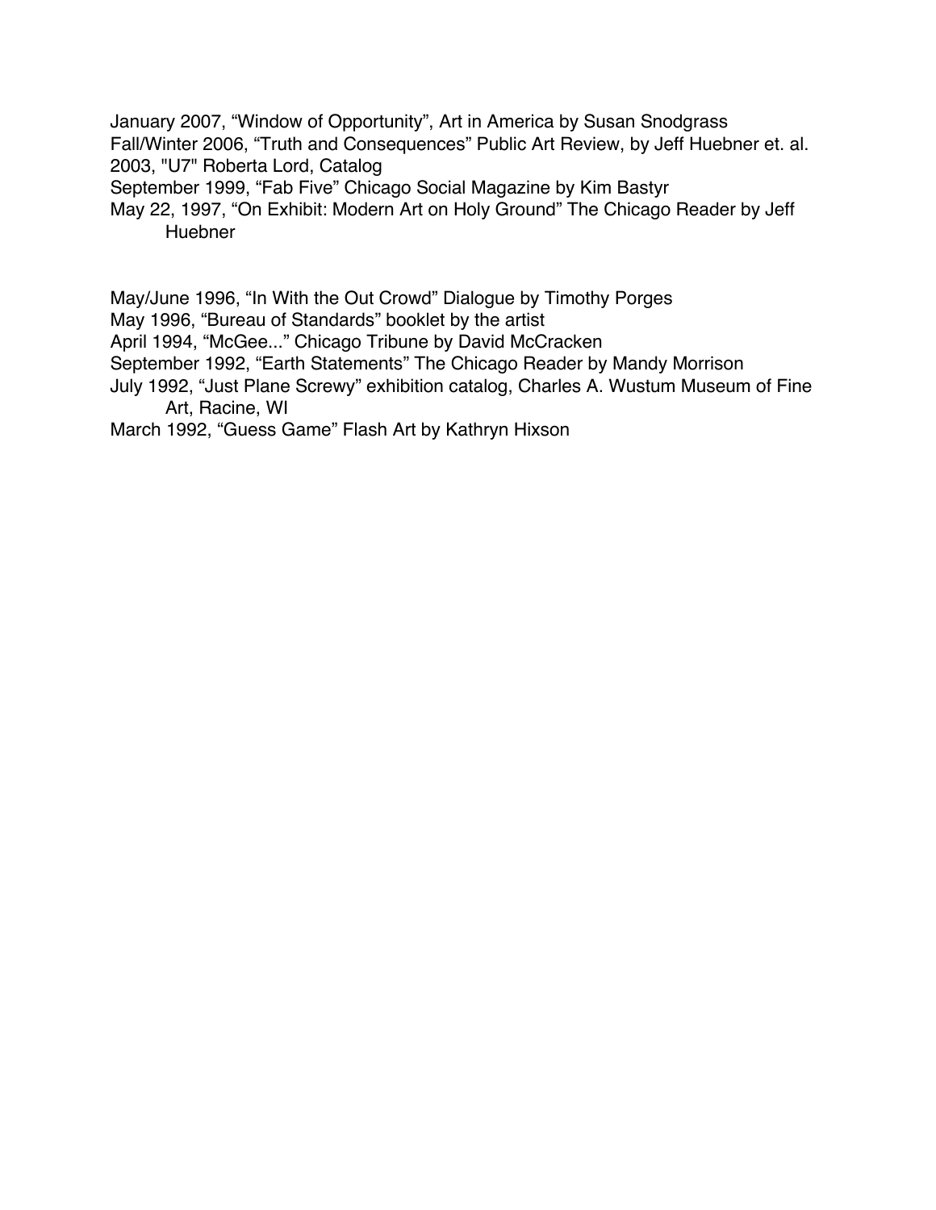January 2007, “Window of Opportunity”, Art in America by Susan Snodgrass
Fall/Winter 2006, “Truth and Consequences” Public Art Review, by Jeff Huebner et. al.
2003, "U7" Roberta Lord, Catalog
September 1999, “Fab Five” Chicago Social Magazine by Kim Bastyr
May 22, 1997, “On Exhibit: Modern Art on Holy Ground” The Chicago Reader by Jeff Huebner

May/June 1996, “In With the Out Crowd” Dialogue by Timothy Porges
May 1996, “Bureau of Standards” booklet by the artist
April 1994, “McGee...” Chicago Tribune by David McCracken
September 1992, “Earth Statements” The Chicago Reader by Mandy Morrison
July 1992, “Just Plane Screwy” exhibition catalog, Charles A. Wustum Museum of Fine Art, Racine, WI
March 1992, “Guess Game” Flash Art by Kathryn Hixson